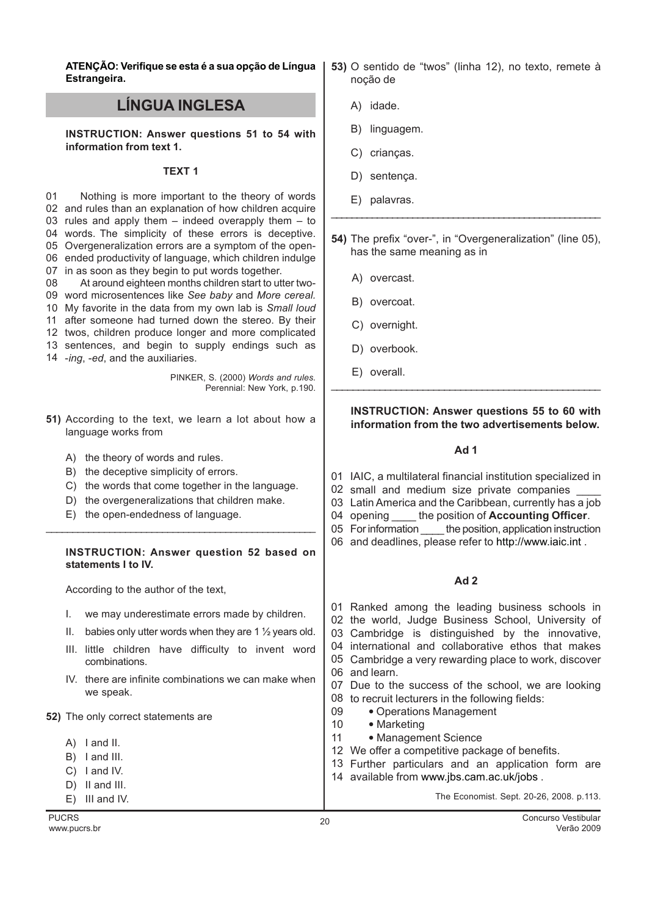**ATENÇÃO: Verifique se esta é a sua opção de Língua Estrangeira.**

## LÍNGUA INGLESA

**INSTRUCTION: Answer questions 51 to 54 with information from text 1.**

### TEXT 1

01 Nothing is more important to the theory of words
02 and rules than an explanation of how children acquire
03 rules and apply them – indeed overapply them – to
04 words. The simplicity of these errors is deceptive.
05 Overgeneralization errors are a symptom of the open-
06 ended productivity of language, which children indulge
07 in as soon as they begin to put words together.
08 At around eighteen months children start to utter two-
09 word microsentences like *See baby* and *More cereal.*
10 My favorite in the data from my own lab is *Small loud*
11 after someone had turned down the stereo. By their
12 twos, children produce longer and more complicated
13 sentences, and begin to supply endings such as
14 *-ing*, *-ed*, and the auxiliaries.

PINKER, S. (2000) *Words and rules.* Perennial: New York, p.190.

**51)** According to the text, we learn a lot about how a language works from

A) the theory of words and rules.
B) the deceptive simplicity of errors.
C) the words that come together in the language.
D) the overgeneralizations that children make.
E) the open-endedness of language.

---

**INSTRUCTION: Answer question 52 based on statements I to IV.**

According to the author of the text,

I. we may underestimate errors made by children.
II. babies only utter words when they are 1 ½ years old.
III. little children have difficulty to invent word combinations.
IV. there are infinite combinations we can make when we speak.

**52)** The only correct statements are

A) I and II.
B) I and III.
C) I and IV.
D) II and III.
E) III and IV.

**53)** O sentido de "twos" (linha 12), no texto, remete à noção de

A) idade.
B) linguagem.
C) crianças.
D) sentença.
E) palavras.

---

**54)** The prefix "over-", in "Overgeneralization" (line 05), has the same meaning as in

A) overcast.
B) overcoat.
C) overnight.
D) overbook.
E) overall.

---

**INSTRUCTION: Answer questions 55 to 60 with information from the two advertisements below.**

### Ad 1

01 IAIC, a multilateral financial institution specialized in
02 small and medium size private companies ____
03 Latin America and the Caribbean, currently has a job
04 opening ____ the position of **Accounting Officer**.
05 For information ____ the position, application instruction
06 and deadlines, please refer to http://www.iaic.int .

### Ad 2

01 Ranked among the leading business schools in
02 the world, Judge Business School, University of
03 Cambridge is distinguished by the innovative,
04 international and collaborative ethos that makes
05 Cambridge a very rewarding place to work, discover
06 and learn.
07 Due to the success of the school, we are looking
08 to recruit lecturers in the following fields:
09 • Operations Management
10 • Marketing
11 • Management Science
12 We offer a competitive package of benefits.
13 Further particulars and an application form are
14 available from www.jbs.cam.ac.uk/jobs .

The Economist. Sept. 20-26, 2008. p.113.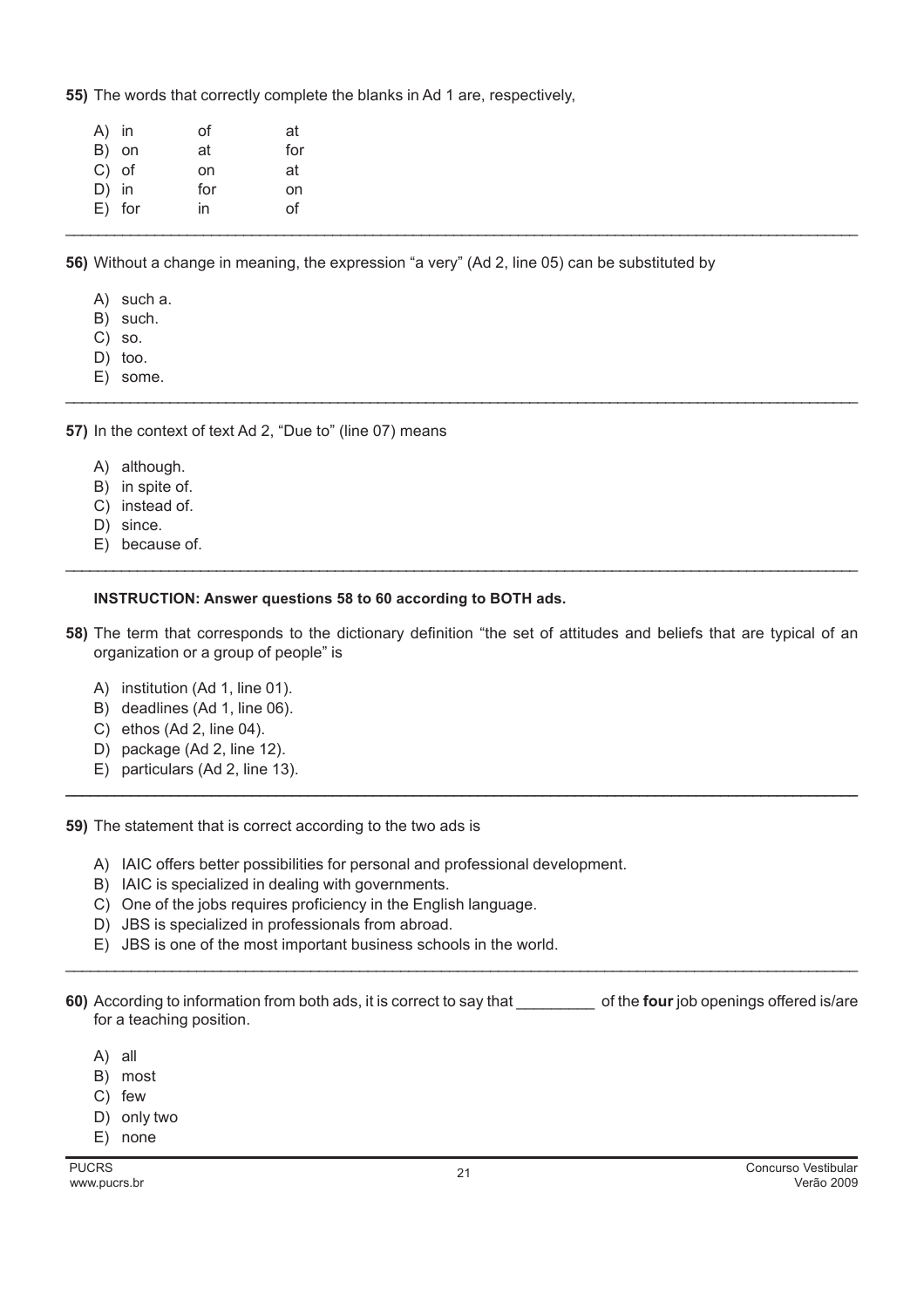**55)** The words that correctly complete the blanks in Ad 1 are, respectively,

| | | | |
|---|---|---|---|
| A) | in | of | at |
| B) | on | at | for |
| C) | of | on | at |
| D) | in | for | on |
| E) | for | in | of |

---

**56)** Without a change in meaning, the expression "a very" (Ad 2, line 05) can be substituted by

A) such a.
B) such.
C) so.
D) too.
E) some.

---

**57)** In the context of text Ad 2, "Due to" (line 07) means

A) although.
B) in spite of.
C) instead of.
D) since.
E) because of.

---

**INSTRUCTION: Answer questions 58 to 60 according to BOTH ads.**

**58)** The term that corresponds to the dictionary definition "the set of attitudes and beliefs that are typical of an organization or a group of people" is

A) institution (Ad 1, line 01).
B) deadlines (Ad 1, line 06).
C) ethos (Ad 2, line 04).
D) package (Ad 2, line 12).
E) particulars (Ad 2, line 13).

---

**59)** The statement that is correct according to the two ads is

A) IAIC offers better possibilities for personal and professional development.
B) IAIC is specialized in dealing with governments.
C) One of the jobs requires proficiency in the English language.
D) JBS is specialized in professionals from abroad.
E) JBS is one of the most important business schools in the world.

---

**60)** According to information from both ads, it is correct to say that _________ of the **four** job openings offered is/are for a teaching position.

A) all
B) most
C) few
D) only two
E) none